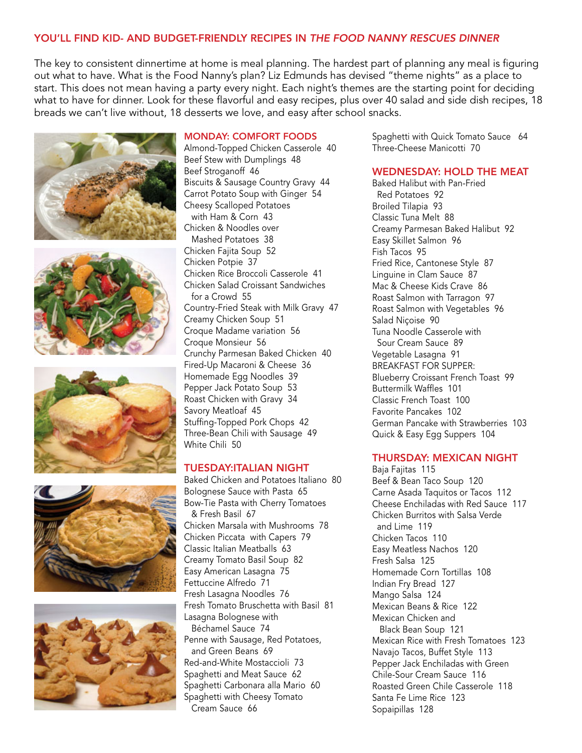## YOU'LL FIND KID- AND BUDGET-FRIENDLY RECIPES IN *THE FOOD NANNY RESCUES DINNER*

The key to consistent dinnertime at home is meal planning. The hardest part of planning any meal is figuring out what to have. What is the Food Nanny's plan? Liz Edmunds has devised "theme nights" as a place to start. This does not mean having a party every night. Each night's themes are the starting point for deciding what to have for dinner. Look for these flavorful and easy recipes, plus over 40 salad and side dish recipes, 18 breads we can't live without, 18 desserts we love, and easy after school snacks.

### MONDAY: COMFORT FOODS

Almond-Topped Chicken Casserole 40
Beef Stew with Dumplings 48
Beef Stroganoff 46
Biscuits & Sausage Country Gravy 44
Carrot Potato Soup with Ginger 54
Cheesy Scalloped Potatoes with Ham & Corn 43
Chicken & Noodles over Mashed Potatoes 38
Chicken Fajita Soup 52
Chicken Potpie 37
Chicken Rice Broccoli Casserole 41
Chicken Salad Croissant Sandwiches for a Crowd 55
Country-Fried Steak with Milk Gravy 47
Creamy Chicken Soup 51
Croque Madame variation 56
Croque Monsieur 56
Crunchy Parmesan Baked Chicken 40
Fired-Up Macaroni & Cheese 36
Homemade Egg Noodles 39
Pepper Jack Potato Soup 53
Roast Chicken with Gravy 34
Savory Meatloaf 45
Stuffing-Topped Pork Chops 42
Three-Bean Chili with Sausage 49
White Chili 50

### TUESDAY:ITALIAN NIGHT

Baked Chicken and Potatoes Italiano 80
Bolognese Sauce with Pasta 65
Bow-Tie Pasta with Cherry Tomatoes & Fresh Basil 67
Chicken Marsala with Mushrooms 78
Chicken Piccata with Capers 79
Classic Italian Meatballs 63
Creamy Tomato Basil Soup 82
Easy American Lasagna 75
Fettuccine Alfredo 71
Fresh Lasagna Noodles 76
Fresh Tomato Bruschetta with Basil 81
Lasagna Bolognese with Béchamel Sauce 74
Penne with Sausage, Red Potatoes, and Green Beans 69
Red-and-White Mostaccioli 73
Spaghetti and Meat Sauce 62
Spaghetti Carbonara alla Mario 60
Spaghetti with Cheesy Tomato Cream Sauce 66
Spaghetti with Quick Tomato Sauce 64
Three-Cheese Manicotti 70

### WEDNESDAY: HOLD THE MEAT

Baked Halibut with Pan-Fried Red Potatoes 92
Broiled Tilapia 93
Classic Tuna Melt 88
Creamy Parmesan Baked Halibut 92
Easy Skillet Salmon 96
Fish Tacos 95
Fried Rice, Cantonese Style 87
Linguine in Clam Sauce 87
Mac & Cheese Kids Crave 86
Roast Salmon with Tarragon 97
Roast Salmon with Vegetables 96
Salad Niçoise 90
Tuna Noodle Casserole with Sour Cream Sauce 89
Vegetable Lasagna 91
BREAKFAST FOR SUPPER:
Blueberry Croissant French Toast 99
Buttermilk Waffles 101
Classic French Toast 100
Favorite Pancakes 102
German Pancake with Strawberries 103
Quick & Easy Egg Suppers 104

### THURSDAY: MEXICAN NIGHT

Baja Fajitas 115
Beef & Bean Taco Soup 120
Carne Asada Taquitos or Tacos 112
Cheese Enchiladas with Red Sauce 117
Chicken Burritos with Salsa Verde and Lime 119
Chicken Tacos 110
Easy Meatless Nachos 120
Fresh Salsa 125
Homemade Corn Tortillas 108
Indian Fry Bread 127
Mango Salsa 124
Mexican Beans & Rice 122
Mexican Chicken and Black Bean Soup 121
Mexican Rice with Fresh Tomatoes 123
Navajo Tacos, Buffet Style 113
Pepper Jack Enchiladas with Green Chile-Sour Cream Sauce 116
Roasted Green Chile Casserole 118
Santa Fe Lime Rice 123
Sopaipillas 128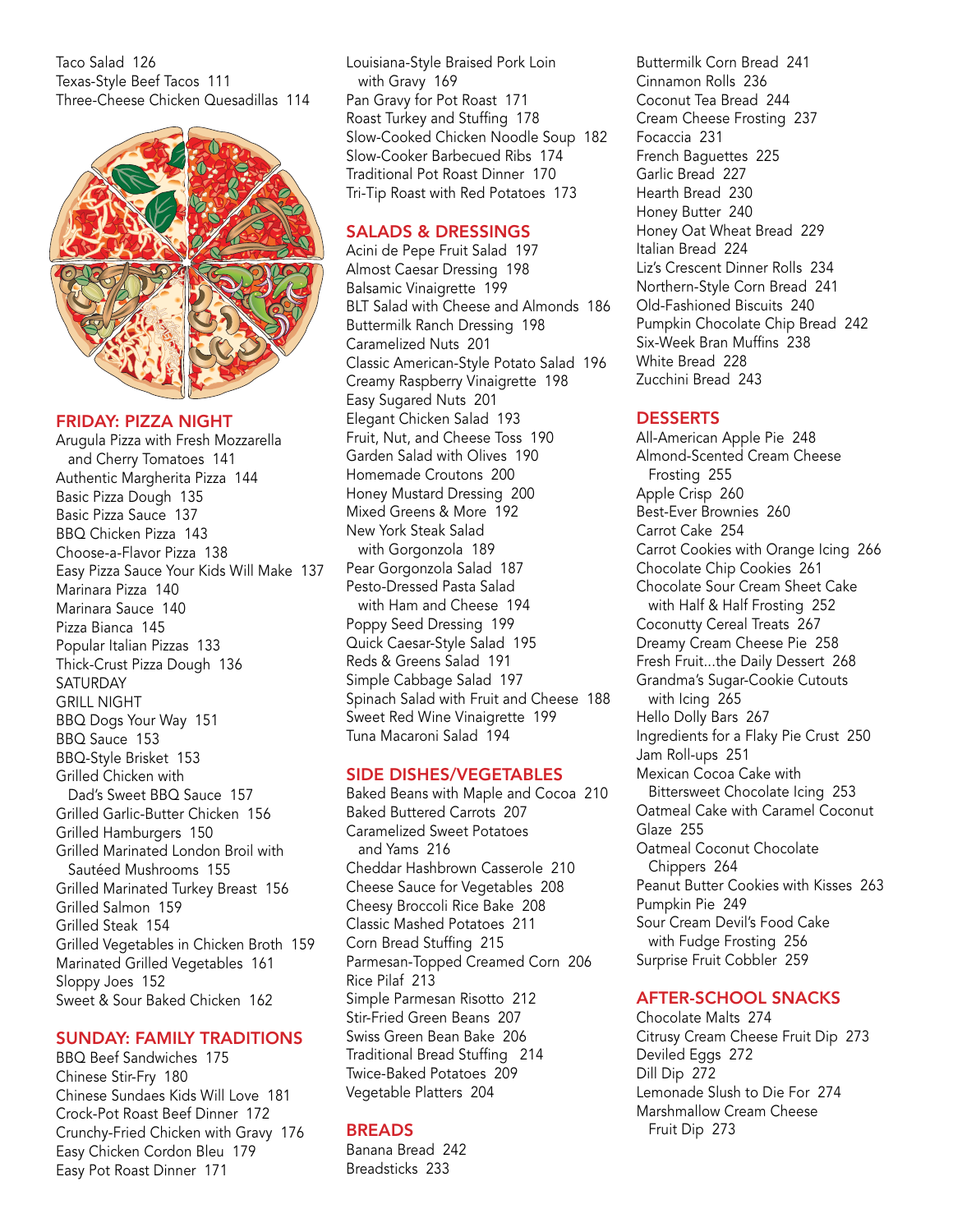Taco Salad 126
Texas-Style Beef Tacos 111
Three-Cheese Chicken Quesadillas 114

## FRIDAY: PIZZA NIGHT

Arugula Pizza with Fresh Mozzarella and Cherry Tomatoes 141
Authentic Margherita Pizza 144
Basic Pizza Dough 135
Basic Pizza Sauce 137
BBQ Chicken Pizza 143
Choose-a-Flavor Pizza 138
Easy Pizza Sauce Your Kids Will Make 137
Marinara Pizza 140
Marinara Sauce 140
Pizza Bianca 145
Popular Italian Pizzas 133
Thick-Crust Pizza Dough 136

## SATURDAY GRILL NIGHT

BBQ Dogs Your Way 151
BBQ Sauce 153
BBQ-Style Brisket 153
Grilled Chicken with Dad's Sweet BBQ Sauce 157
Grilled Garlic-Butter Chicken 156
Grilled Hamburgers 150
Grilled Marinated London Broil with Sautéed Mushrooms 155
Grilled Marinated Turkey Breast 156
Grilled Salmon 159
Grilled Steak 154
Grilled Vegetables in Chicken Broth 159
Marinated Grilled Vegetables 161
Sloppy Joes 152
Sweet & Sour Baked Chicken 162

## SUNDAY: FAMILY TRADITIONS

BBQ Beef Sandwiches 175
Chinese Stir-Fry 180
Chinese Sundaes Kids Will Love 181
Crock-Pot Roast Beef Dinner 172
Crunchy-Fried Chicken with Gravy 176
Easy Chicken Cordon Bleu 179
Easy Pot Roast Dinner 171
Louisiana-Style Braised Pork Loin with Gravy 169
Pan Gravy for Pot Roast 171
Roast Turkey and Stuffing 178
Slow-Cooked Chicken Noodle Soup 182
Slow-Cooker Barbecued Ribs 174
Traditional Pot Roast Dinner 170
Tri-Tip Roast with Red Potatoes 173

## SALADS & DRESSINGS

Acini de Pepe Fruit Salad 197
Almost Caesar Dressing 198
Balsamic Vinaigrette 199
BLT Salad with Cheese and Almonds 186
Buttermilk Ranch Dressing 198
Caramelized Nuts 201
Classic American-Style Potato Salad 196
Creamy Raspberry Vinaigrette 198
Easy Sugared Nuts 201
Elegant Chicken Salad 193
Fruit, Nut, and Cheese Toss 190
Garden Salad with Olives 190
Homemade Croutons 200
Honey Mustard Dressing 200
Mixed Greens & More 192
New York Steak Salad with Gorgonzola 189
Pear Gorgonzola Salad 187
Pesto-Dressed Pasta Salad with Ham and Cheese 194
Poppy Seed Dressing 199
Quick Caesar-Style Salad 195
Reds & Greens Salad 191
Simple Cabbage Salad 197
Spinach Salad with Fruit and Cheese 188
Sweet Red Wine Vinaigrette 199
Tuna Macaroni Salad 194

## SIDE DISHES/VEGETABLES

Baked Beans with Maple and Cocoa 210
Baked Buttered Carrots 207
Caramelized Sweet Potatoes and Yams 216
Cheddar Hashbrown Casserole 210
Cheese Sauce for Vegetables 208
Cheesy Broccoli Rice Bake 208
Classic Mashed Potatoes 211
Corn Bread Stuffing 215
Parmesan-Topped Creamed Corn 206
Rice Pilaf 213
Simple Parmesan Risotto 212
Stir-Fried Green Beans 207
Swiss Green Bean Bake 206
Traditional Bread Stuffing 214
Twice-Baked Potatoes 209
Vegetable Platters 204

## BREADS

Banana Bread 242
Breadsticks 233
Buttermilk Corn Bread 241
Cinnamon Rolls 236
Coconut Tea Bread 244
Cream Cheese Frosting 237
Focaccia 231
French Baguettes 225
Garlic Bread 227
Hearth Bread 230
Honey Butter 240
Honey Oat Wheat Bread 229
Italian Bread 224
Liz's Crescent Dinner Rolls 234
Northern-Style Corn Bread 241
Old-Fashioned Biscuits 240
Pumpkin Chocolate Chip Bread 242
Six-Week Bran Muffins 238
White Bread 228
Zucchini Bread 243

## DESSERTS

All-American Apple Pie 248
Almond-Scented Cream Cheese Frosting 255
Apple Crisp 260
Best-Ever Brownies 260
Carrot Cake 254
Carrot Cookies with Orange Icing 266
Chocolate Chip Cookies 261
Chocolate Sour Cream Sheet Cake with Half & Half Frosting 252
Coconutty Cereal Treats 267
Dreamy Cream Cheese Pie 258
Fresh Fruit...the Daily Dessert 268
Grandma's Sugar-Cookie Cutouts with Icing 265
Hello Dolly Bars 267
Ingredients for a Flaky Pie Crust 250
Jam Roll-ups 251
Mexican Cocoa Cake with Bittersweet Chocolate Icing 253
Oatmeal Cake with Caramel Coconut Glaze 255
Oatmeal Coconut Chocolate Chippers 264
Peanut Butter Cookies with Kisses 263
Pumpkin Pie 249
Sour Cream Devil's Food Cake with Fudge Frosting 256
Surprise Fruit Cobbler 259

## AFTER-SCHOOL SNACKS

Chocolate Malts 274
Citrusy Cream Cheese Fruit Dip 273
Deviled Eggs 272
Dill Dip 272
Lemonade Slush to Die For 274
Marshmallow Cream Cheese Fruit Dip 273